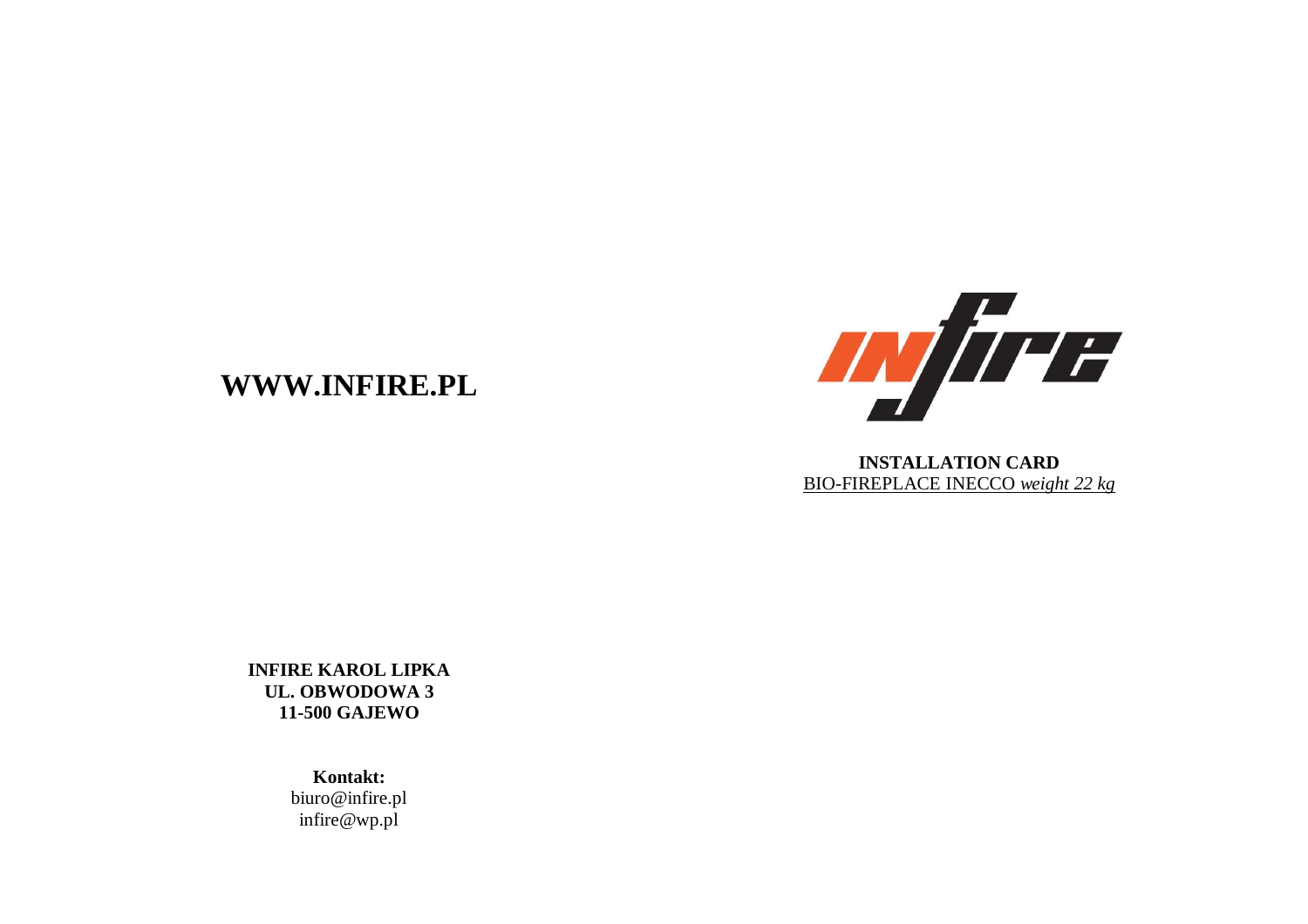**WWW.INFIRE.PL**

**INSTALLATION CARD**

BIO-FIREPLACE INECCO *weight 22 kg*

**INFIRE KAROL LIPKA**
**UL. OBWODOWA 3**
**11-500 GAJEWO**

**Kontakt:**
biuro@infire.pl
infire@wp.pl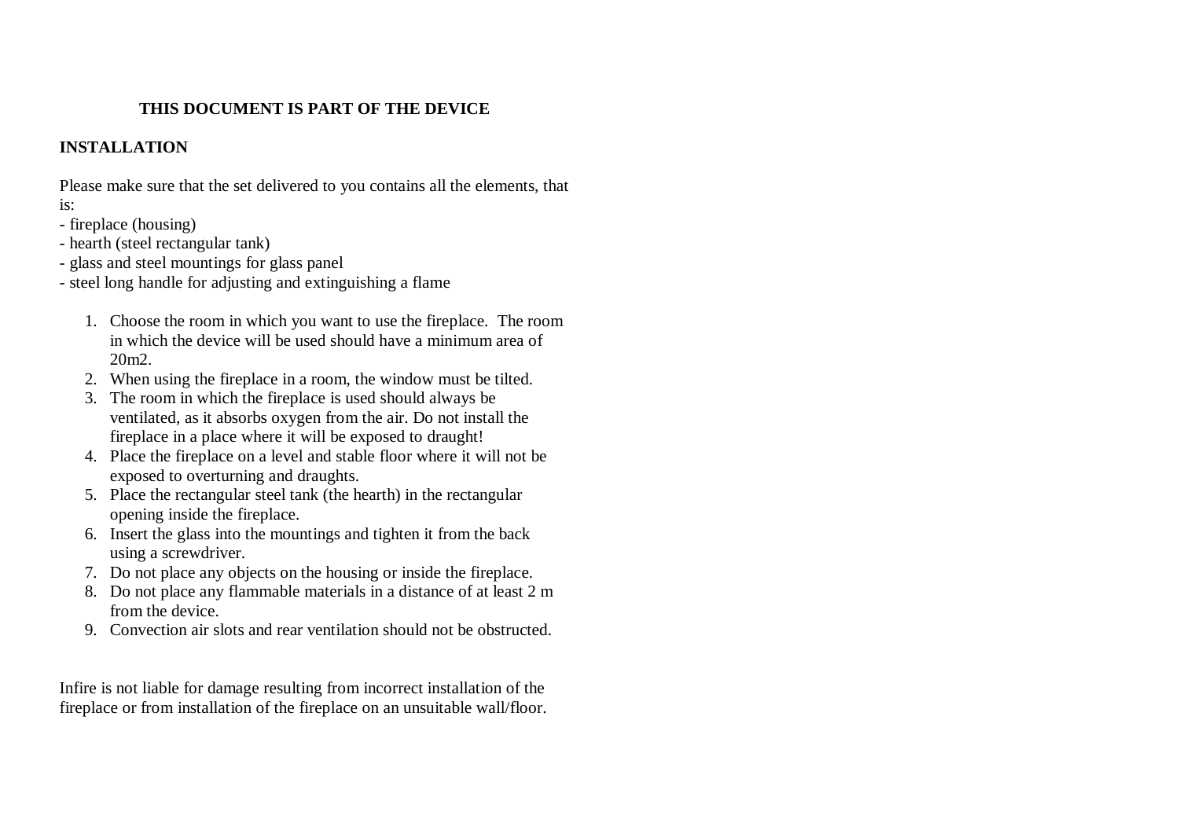**THIS DOCUMENT IS PART OF THE DEVICE**

## INSTALLATION

Please make sure that the set delivered to you contains all the elements, that is:

- fireplace (housing)
- hearth (steel rectangular tank)
- glass and steel mountings for glass panel
- steel long handle for adjusting and extinguishing a flame

1. Choose the room in which you want to use the fireplace. The room in which the device will be used should have a minimum area of 20m2.
2. When using the fireplace in a room, the window must be tilted.
3. The room in which the fireplace is used should always be ventilated, as it absorbs oxygen from the air. Do not install the fireplace in a place where it will be exposed to draught!
4. Place the fireplace on a level and stable floor where it will not be exposed to overturning and draughts.
5. Place the rectangular steel tank (the hearth) in the rectangular opening inside the fireplace.
6. Insert the glass into the mountings and tighten it from the back using a screwdriver.
7. Do not place any objects on the housing or inside the fireplace.
8. Do not place any flammable materials in a distance of at least 2 m from the device.
9. Convection air slots and rear ventilation should not be obstructed.

Infire is not liable for damage resulting from incorrect installation of the fireplace or from installation of the fireplace on an unsuitable wall/floor.